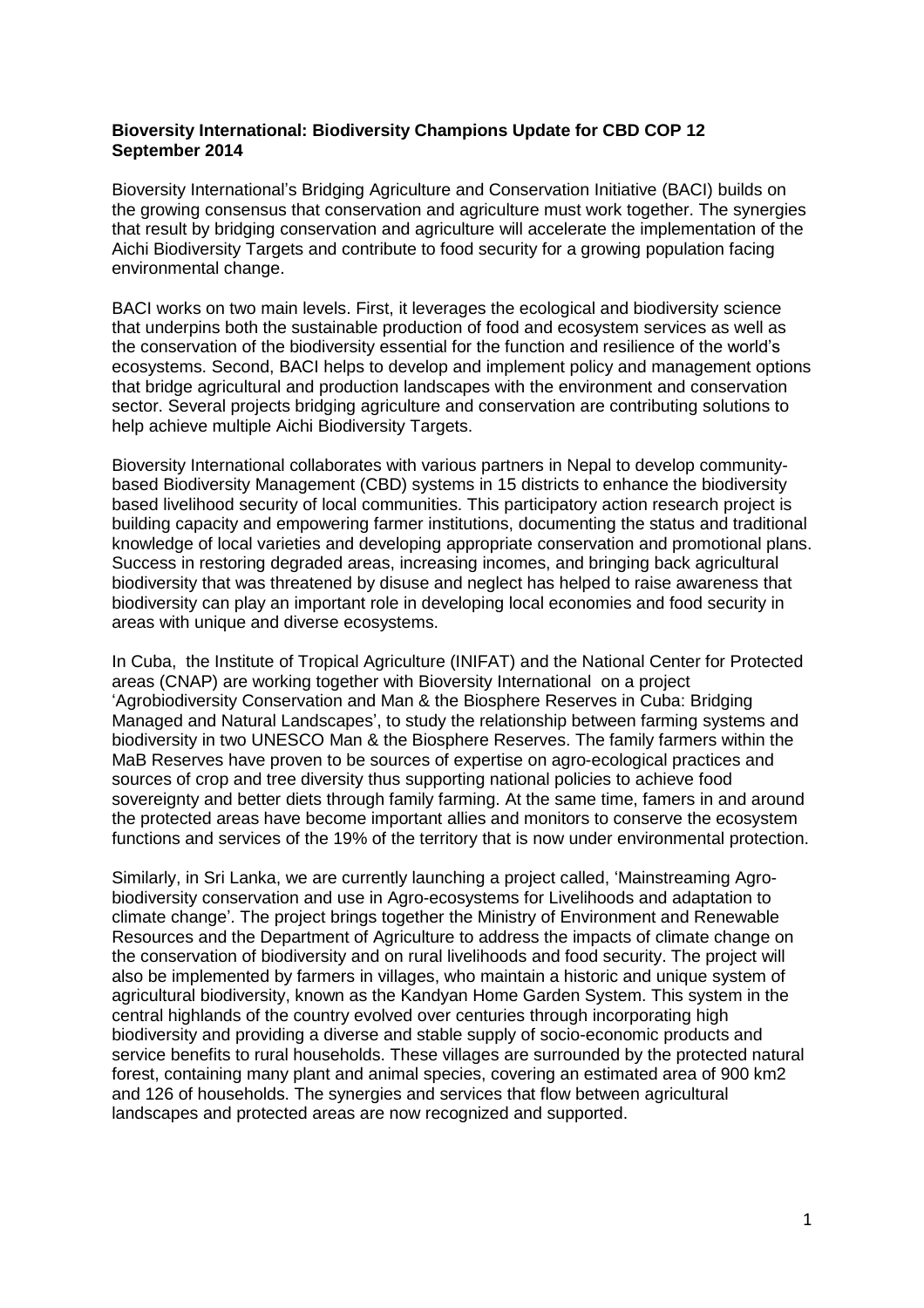**Bioversity International: Biodiversity Champions Update for CBD COP 12**
**September 2014**

Bioversity International's Bridging Agriculture and Conservation Initiative (BACI) builds on the growing consensus that conservation and agriculture must work together. The synergies that result by bridging conservation and agriculture will accelerate the implementation of the Aichi Biodiversity Targets and contribute to food security for a growing population facing environmental change.

BACI works on two main levels. First, it leverages the ecological and biodiversity science that underpins both the sustainable production of food and ecosystem services as well as the conservation of the biodiversity essential for the function and resilience of the world's ecosystems. Second, BACI helps to develop and implement policy and management options that bridge agricultural and production landscapes with the environment and conservation sector. Several projects bridging agriculture and conservation are contributing solutions to help achieve multiple Aichi Biodiversity Targets.

Bioversity International collaborates with various partners in Nepal to develop community-based Biodiversity Management (CBD) systems in 15 districts to enhance the biodiversity based livelihood security of local communities. This participatory action research project is building capacity and empowering farmer institutions, documenting the status and traditional knowledge of local varieties and developing appropriate conservation and promotional plans. Success in restoring degraded areas, increasing incomes, and bringing back agricultural biodiversity that was threatened by disuse and neglect has helped to raise awareness that biodiversity can play an important role in developing local economies and food security in areas with unique and diverse ecosystems.

In Cuba, the Institute of Tropical Agriculture (INIFAT) and the National Center for Protected areas (CNAP) are working together with Bioversity International on a project 'Agrobiodiversity Conservation and Man & the Biosphere Reserves in Cuba: Bridging Managed and Natural Landscapes', to study the relationship between farming systems and biodiversity in two UNESCO Man & the Biosphere Reserves. The family farmers within the MaB Reserves have proven to be sources of expertise on agro-ecological practices and sources of crop and tree diversity thus supporting national policies to achieve food sovereignty and better diets through family farming. At the same time, famers in and around the protected areas have become important allies and monitors to conserve the ecosystem functions and services of the 19% of the territory that is now under environmental protection.

Similarly, in Sri Lanka, we are currently launching a project called, 'Mainstreaming Agro-biodiversity conservation and use in Agro-ecosystems for Livelihoods and adaptation to climate change'. The project brings together the Ministry of Environment and Renewable Resources and the Department of Agriculture to address the impacts of climate change on the conservation of biodiversity and on rural livelihoods and food security. The project will also be implemented by farmers in villages, who maintain a historic and unique system of agricultural biodiversity, known as the Kandyan Home Garden System. This system in the central highlands of the country evolved over centuries through incorporating high biodiversity and providing a diverse and stable supply of socio-economic products and service benefits to rural households. These villages are surrounded by the protected natural forest, containing many plant and animal species, covering an estimated area of 900 km2 and 126 of households. The synergies and services that flow between agricultural landscapes and protected areas are now recognized and supported.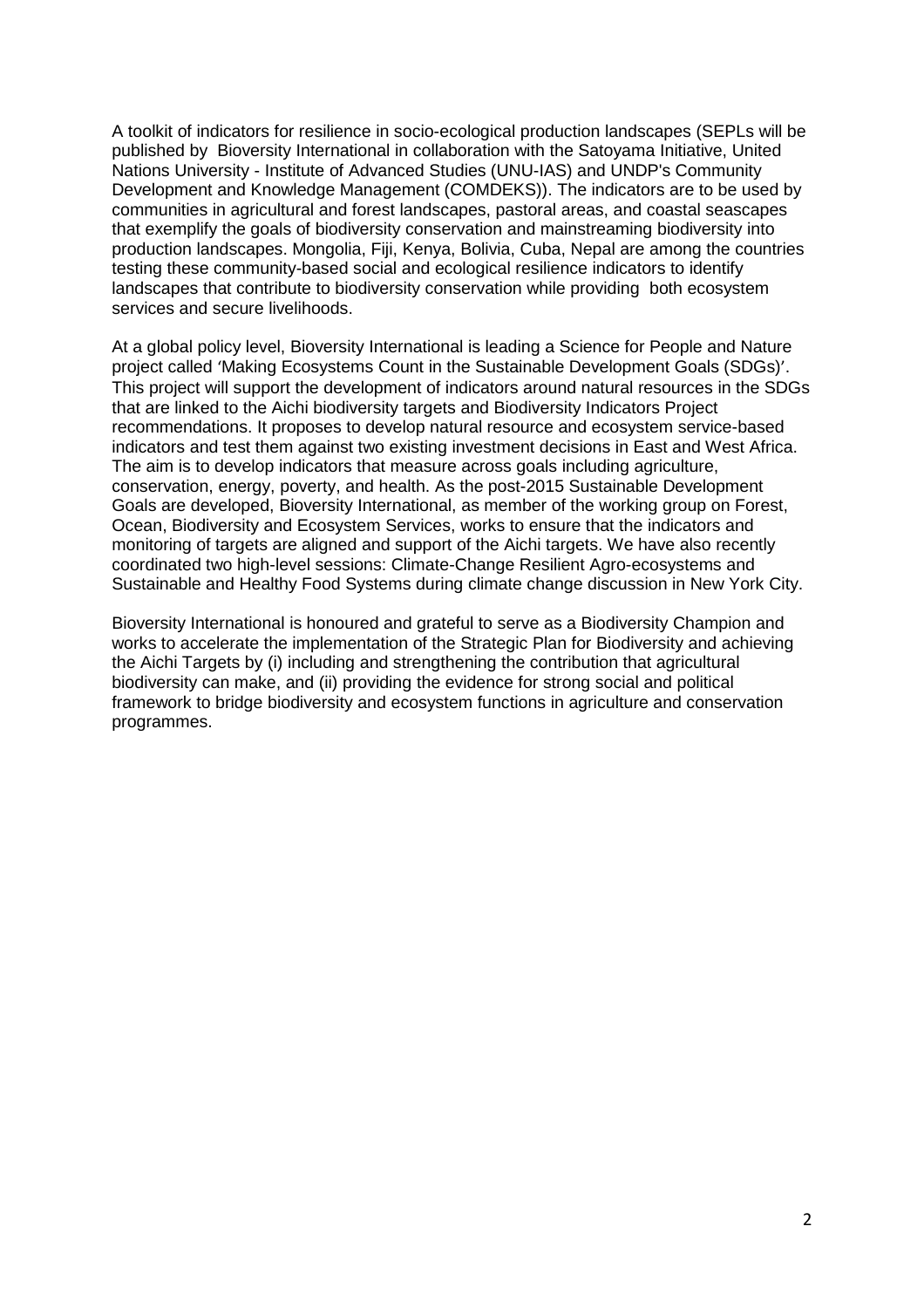A toolkit of indicators for resilience in socio-ecological production landscapes (SEPLs will be published by Bioversity International in collaboration with the Satoyama Initiative, United Nations University - Institute of Advanced Studies (UNU-IAS) and UNDP's Community Development and Knowledge Management (COMDEKS)). The indicators are to be used by communities in agricultural and forest landscapes, pastoral areas, and coastal seascapes that exemplify the goals of biodiversity conservation and mainstreaming biodiversity into production landscapes. Mongolia, Fiji, Kenya, Bolivia, Cuba, Nepal are among the countries testing these community-based social and ecological resilience indicators to identify landscapes that contribute to biodiversity conservation while providing both ecosystem services and secure livelihoods.

At a global policy level, Bioversity International is leading a Science for People and Nature project called 'Making Ecosystems Count in the Sustainable Development Goals (SDGs)'. This project will support the development of indicators around natural resources in the SDGs that are linked to the Aichi biodiversity targets and Biodiversity Indicators Project recommendations. It proposes to develop natural resource and ecosystem service-based indicators and test them against two existing investment decisions in East and West Africa. The aim is to develop indicators that measure across goals including agriculture, conservation, energy, poverty, and health. As the post-2015 Sustainable Development Goals are developed, Bioversity International, as member of the working group on Forest, Ocean, Biodiversity and Ecosystem Services, works to ensure that the indicators and monitoring of targets are aligned and support of the Aichi targets. We have also recently coordinated two high-level sessions: Climate-Change Resilient Agro-ecosystems and Sustainable and Healthy Food Systems during climate change discussion in New York City.

Bioversity International is honoured and grateful to serve as a Biodiversity Champion and works to accelerate the implementation of the Strategic Plan for Biodiversity and achieving the Aichi Targets by (i) including and strengthening the contribution that agricultural biodiversity can make, and (ii) providing the evidence for strong social and political framework to bridge biodiversity and ecosystem functions in agriculture and conservation programmes.